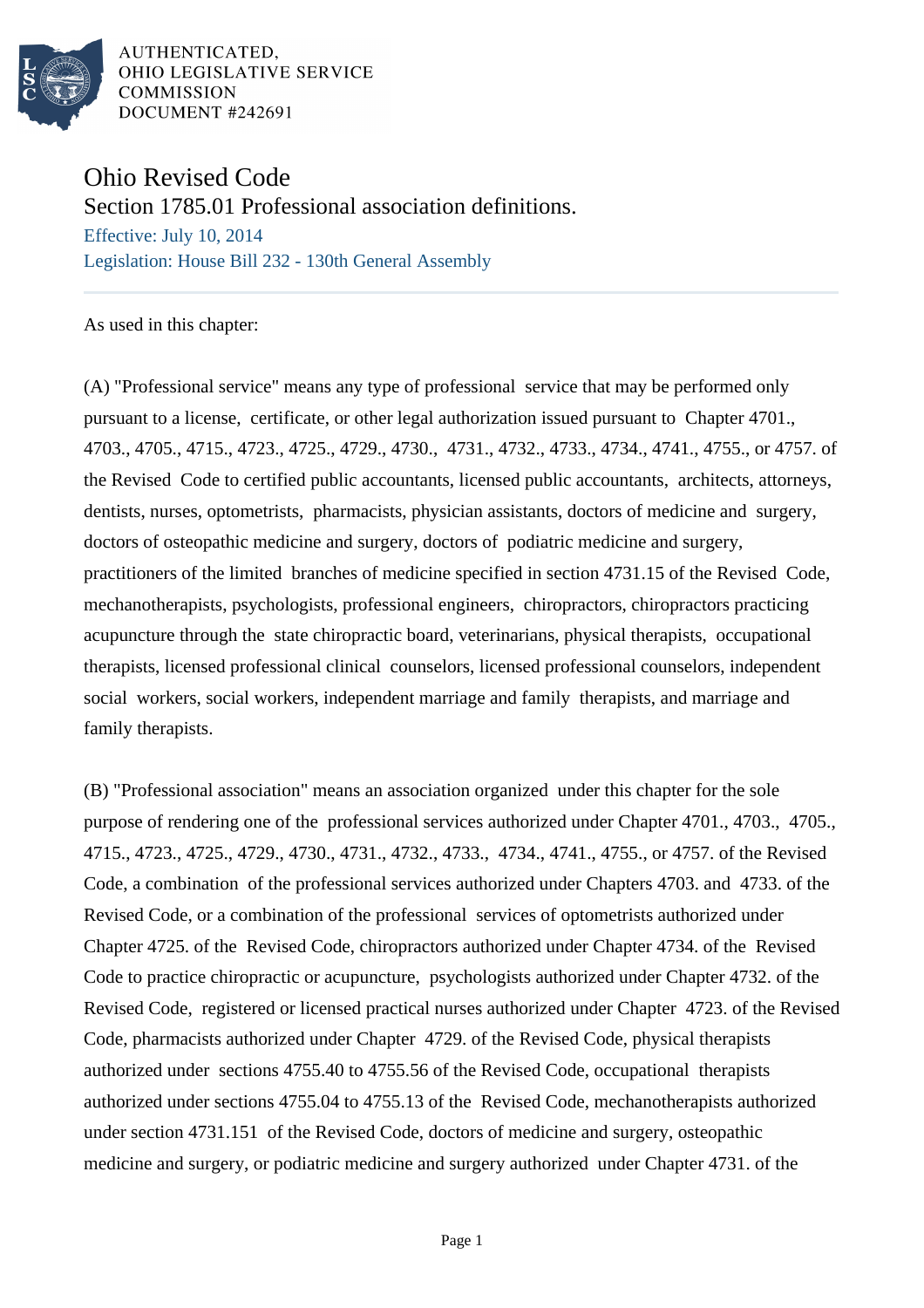AUTHENTICATED,
OHIO LEGISLATIVE SERVICE
COMMISSION
DOCUMENT #242691

# Ohio Revised Code

## Section 1785.01 Professional association definitions.

Effective: July 10, 2014

Legislation: House Bill 232 - 130th General Assembly

As used in this chapter:

(A) "Professional service" means any type of professional service that may be performed only pursuant to a license, certificate, or other legal authorization issued pursuant to Chapter 4701., 4703., 4705., 4715., 4723., 4725., 4729., 4730., 4731., 4732., 4733., 4734., 4741., 4755., or 4757. of the Revised Code to certified public accountants, licensed public accountants, architects, attorneys, dentists, nurses, optometrists, pharmacists, physician assistants, doctors of medicine and surgery, doctors of osteopathic medicine and surgery, doctors of podiatric medicine and surgery, practitioners of the limited branches of medicine specified in section 4731.15 of the Revised Code, mechanotherapists, psychologists, professional engineers, chiropractors, chiropractors practicing acupuncture through the state chiropractic board, veterinarians, physical therapists, occupational therapists, licensed professional clinical counselors, licensed professional counselors, independent social workers, social workers, independent marriage and family therapists, and marriage and family therapists.

(B) "Professional association" means an association organized under this chapter for the sole purpose of rendering one of the professional services authorized under Chapter 4701., 4703., 4705., 4715., 4723., 4725., 4729., 4730., 4731., 4732., 4733., 4734., 4741., 4755., or 4757. of the Revised Code, a combination of the professional services authorized under Chapters 4703. and 4733. of the Revised Code, or a combination of the professional services of optometrists authorized under Chapter 4725. of the Revised Code, chiropractors authorized under Chapter 4734. of the Revised Code to practice chiropractic or acupuncture, psychologists authorized under Chapter 4732. of the Revised Code, registered or licensed practical nurses authorized under Chapter 4723. of the Revised Code, pharmacists authorized under Chapter 4729. of the Revised Code, physical therapists authorized under sections 4755.40 to 4755.56 of the Revised Code, occupational therapists authorized under sections 4755.04 to 4755.13 of the Revised Code, mechanotherapists authorized under section 4731.151 of the Revised Code, doctors of medicine and surgery, osteopathic medicine and surgery, or podiatric medicine and surgery authorized under Chapter 4731. of the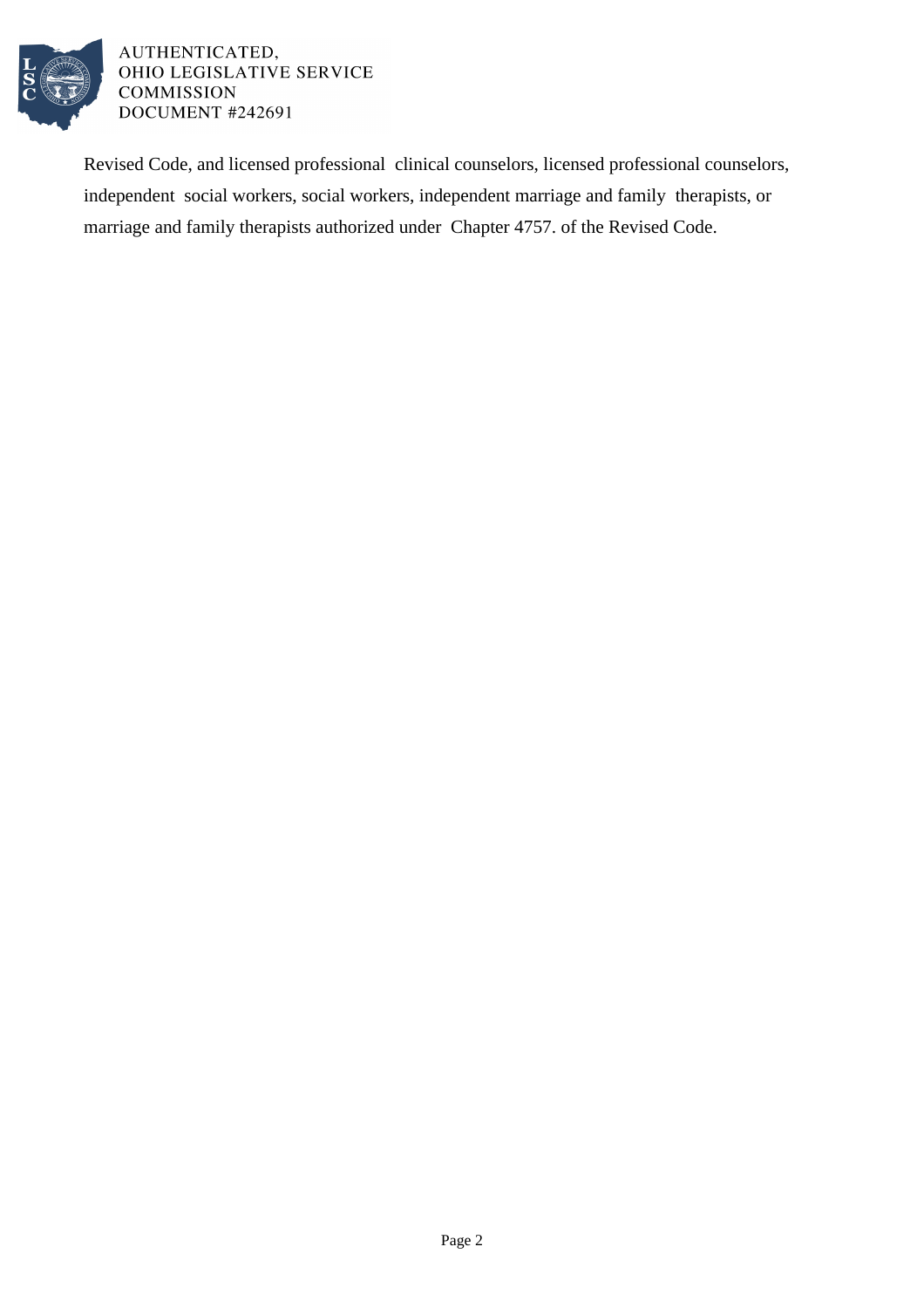Revised Code, and licensed professional clinical counselors, licensed professional counselors, independent social workers, social workers, independent marriage and family therapists, or marriage and family therapists authorized under Chapter 4757. of the Revised Code.